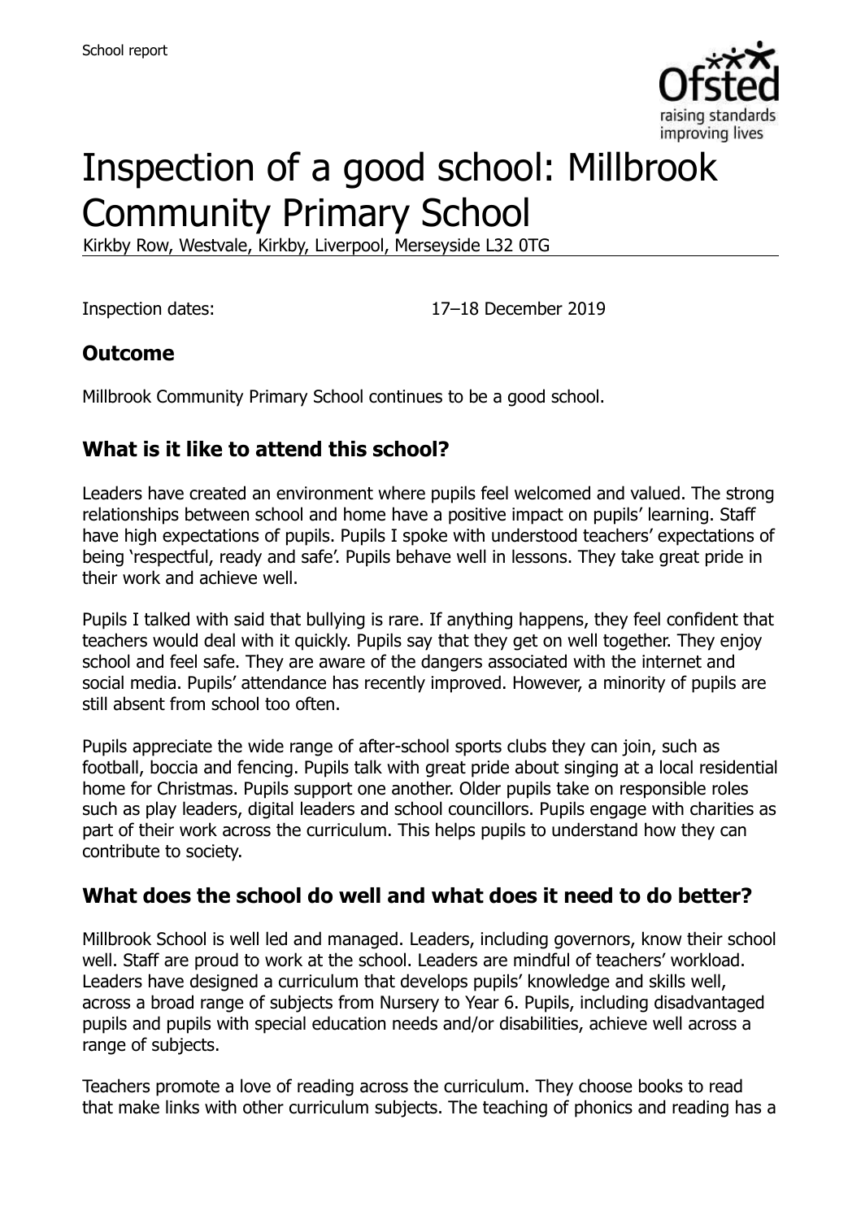# Inspection of a good school: Millbrook Community Primary School

Kirkby Row, Westvale, Kirkby, Liverpool, Merseyside L32 0TG

Inspection dates: 17–18 December 2019

## Outcome

Millbrook Community Primary School continues to be a good school.

## What is it like to attend this school?

Leaders have created an environment where pupils feel welcomed and valued. The strong relationships between school and home have a positive impact on pupils' learning. Staff have high expectations of pupils. Pupils I spoke with understood teachers' expectations of being 'respectful, ready and safe'. Pupils behave well in lessons. They take great pride in their work and achieve well.

Pupils I talked with said that bullying is rare. If anything happens, they feel confident that teachers would deal with it quickly. Pupils say that they get on well together. They enjoy school and feel safe. They are aware of the dangers associated with the internet and social media. Pupils' attendance has recently improved. However, a minority of pupils are still absent from school too often.

Pupils appreciate the wide range of after-school sports clubs they can join, such as football, boccia and fencing. Pupils talk with great pride about singing at a local residential home for Christmas. Pupils support one another. Older pupils take on responsible roles such as play leaders, digital leaders and school councillors. Pupils engage with charities as part of their work across the curriculum. This helps pupils to understand how they can contribute to society.

## What does the school do well and what does it need to do better?

Millbrook School is well led and managed. Leaders, including governors, know their school well. Staff are proud to work at the school. Leaders are mindful of teachers' workload. Leaders have designed a curriculum that develops pupils' knowledge and skills well, across a broad range of subjects from Nursery to Year 6. Pupils, including disadvantaged pupils and pupils with special education needs and/or disabilities, achieve well across a range of subjects.

Teachers promote a love of reading across the curriculum. They choose books to read that make links with other curriculum subjects. The teaching of phonics and reading has a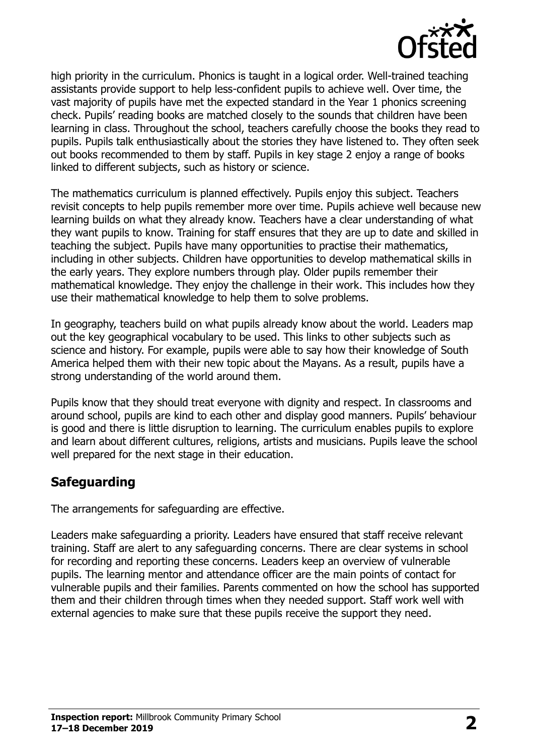high priority in the curriculum. Phonics is taught in a logical order. Well-trained teaching assistants provide support to help less-confident pupils to achieve well. Over time, the vast majority of pupils have met the expected standard in the Year 1 phonics screening check. Pupils' reading books are matched closely to the sounds that children have been learning in class. Throughout the school, teachers carefully choose the books they read to pupils. Pupils talk enthusiastically about the stories they have listened to. They often seek out books recommended to them by staff. Pupils in key stage 2 enjoy a range of books linked to different subjects, such as history or science.

The mathematics curriculum is planned effectively. Pupils enjoy this subject. Teachers revisit concepts to help pupils remember more over time. Pupils achieve well because new learning builds on what they already know. Teachers have a clear understanding of what they want pupils to know. Training for staff ensures that they are up to date and skilled in teaching the subject. Pupils have many opportunities to practise their mathematics, including in other subjects. Children have opportunities to develop mathematical skills in the early years. They explore numbers through play. Older pupils remember their mathematical knowledge. They enjoy the challenge in their work. This includes how they use their mathematical knowledge to help them to solve problems.

In geography, teachers build on what pupils already know about the world. Leaders map out the key geographical vocabulary to be used. This links to other subjects such as science and history. For example, pupils were able to say how their knowledge of South America helped them with their new topic about the Mayans. As a result, pupils have a strong understanding of the world around them.

Pupils know that they should treat everyone with dignity and respect. In classrooms and around school, pupils are kind to each other and display good manners. Pupils' behaviour is good and there is little disruption to learning. The curriculum enables pupils to explore and learn about different cultures, religions, artists and musicians. Pupils leave the school well prepared for the next stage in their education.

## Safeguarding

The arrangements for safeguarding are effective.

Leaders make safeguarding a priority. Leaders have ensured that staff receive relevant training. Staff are alert to any safeguarding concerns. There are clear systems in school for recording and reporting these concerns. Leaders keep an overview of vulnerable pupils. The learning mentor and attendance officer are the main points of contact for vulnerable pupils and their families. Parents commented on how the school has supported them and their children through times when they needed support. Staff work well with external agencies to make sure that these pupils receive the support they need.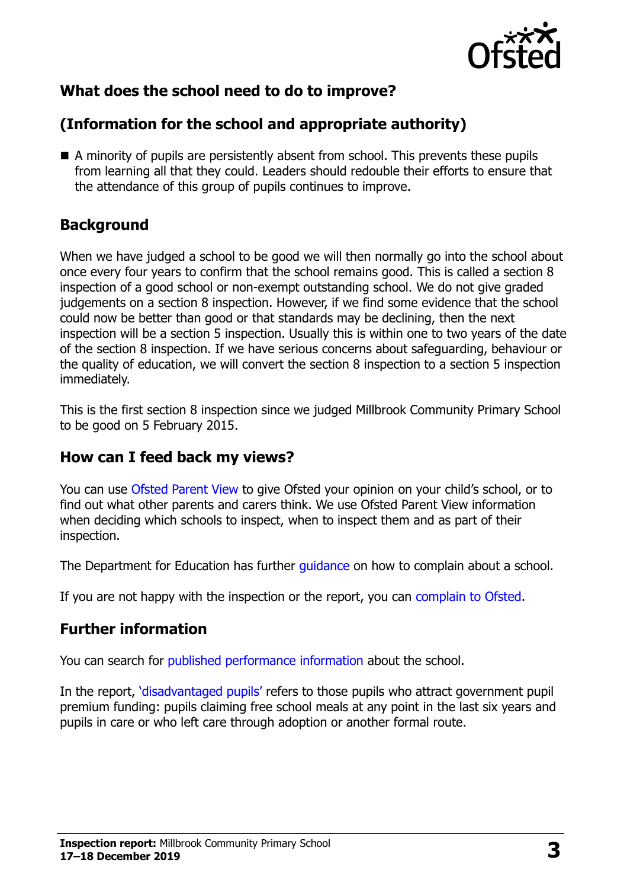## What does the school need to do to improve?

## (Information for the school and appropriate authority)

- A minority of pupils are persistently absent from school. This prevents these pupils from learning all that they could. Leaders should redouble their efforts to ensure that the attendance of this group of pupils continues to improve.

## Background

When we have judged a school to be good we will then normally go into the school about once every four years to confirm that the school remains good. This is called a section 8 inspection of a good school or non-exempt outstanding school. We do not give graded judgements on a section 8 inspection. However, if we find some evidence that the school could now be better than good or that standards may be declining, then the next inspection will be a section 5 inspection. Usually this is within one to two years of the date of the section 8 inspection. If we have serious concerns about safeguarding, behaviour or the quality of education, we will convert the section 8 inspection to a section 5 inspection immediately.

This is the first section 8 inspection since we judged Millbrook Community Primary School to be good on 5 February 2015.

## How can I feed back my views?

You can use Ofsted Parent View to give Ofsted your opinion on your child's school, or to find out what other parents and carers think. We use Ofsted Parent View information when deciding which schools to inspect, when to inspect them and as part of their inspection.

The Department for Education has further guidance on how to complain about a school.

If you are not happy with the inspection or the report, you can complain to Ofsted.

## Further information

You can search for published performance information about the school.

In the report, 'disadvantaged pupils' refers to those pupils who attract government pupil premium funding: pupils claiming free school meals at any point in the last six years and pupils in care or who left care through adoption or another formal route.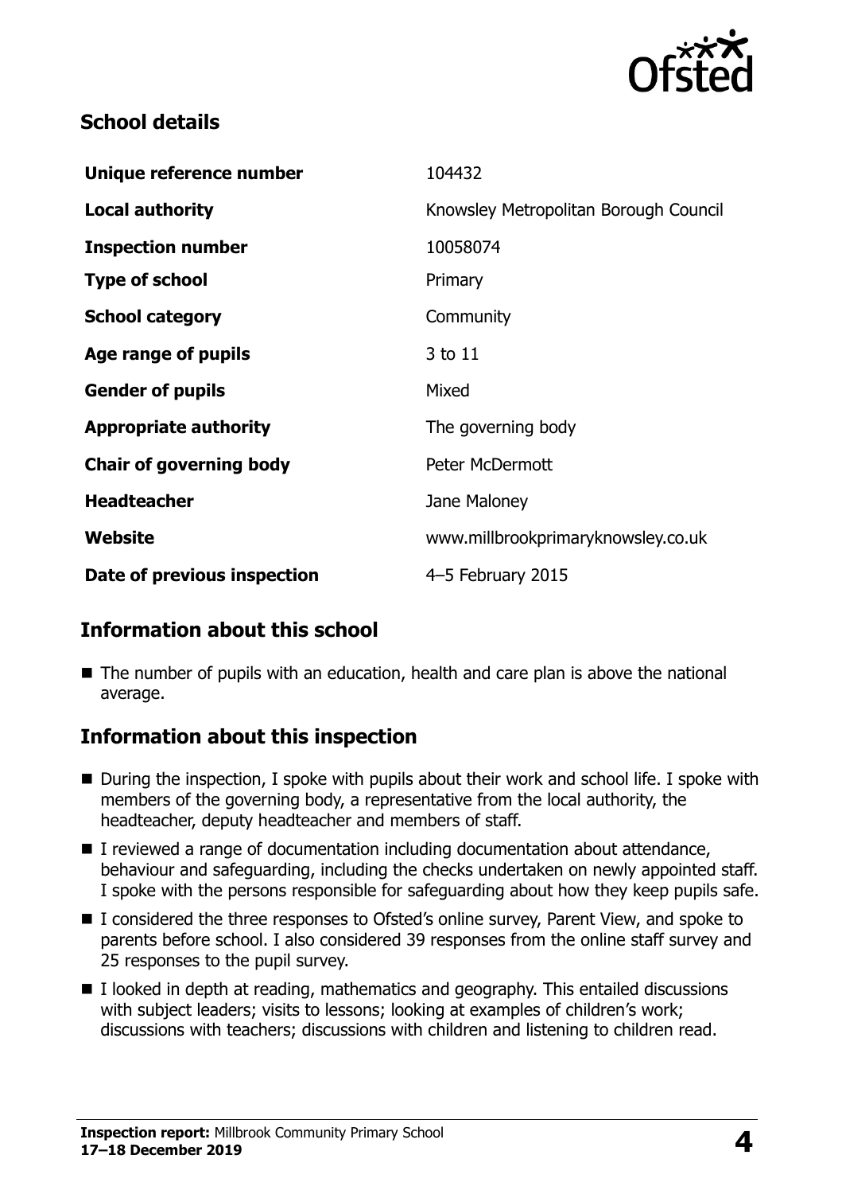## School details

| | |
|---|---|
| **Unique reference number** | 104432 |
| **Local authority** | Knowsley Metropolitan Borough Council |
| **Inspection number** | 10058074 |
| **Type of school** | Primary |
| **School category** | Community |
| **Age range of pupils** | 3 to 11 |
| **Gender of pupils** | Mixed |
| **Appropriate authority** | The governing body |
| **Chair of governing body** | Peter McDermott |
| **Headteacher** | Jane Maloney |
| **Website** | www.millbrookprimaryknowsley.co.uk |
| **Date of previous inspection** | 4–5 February 2015 |

## Information about this school

- The number of pupils with an education, health and care plan is above the national average.

## Information about this inspection

- During the inspection, I spoke with pupils about their work and school life. I spoke with members of the governing body, a representative from the local authority, the headteacher, deputy headteacher and members of staff.
- I reviewed a range of documentation including documentation about attendance, behaviour and safeguarding, including the checks undertaken on newly appointed staff. I spoke with the persons responsible for safeguarding about how they keep pupils safe.
- I considered the three responses to Ofsted's online survey, Parent View, and spoke to parents before school. I also considered 39 responses from the online staff survey and 25 responses to the pupil survey.
- I looked in depth at reading, mathematics and geography. This entailed discussions with subject leaders; visits to lessons; looking at examples of children's work; discussions with teachers; discussions with children and listening to children read.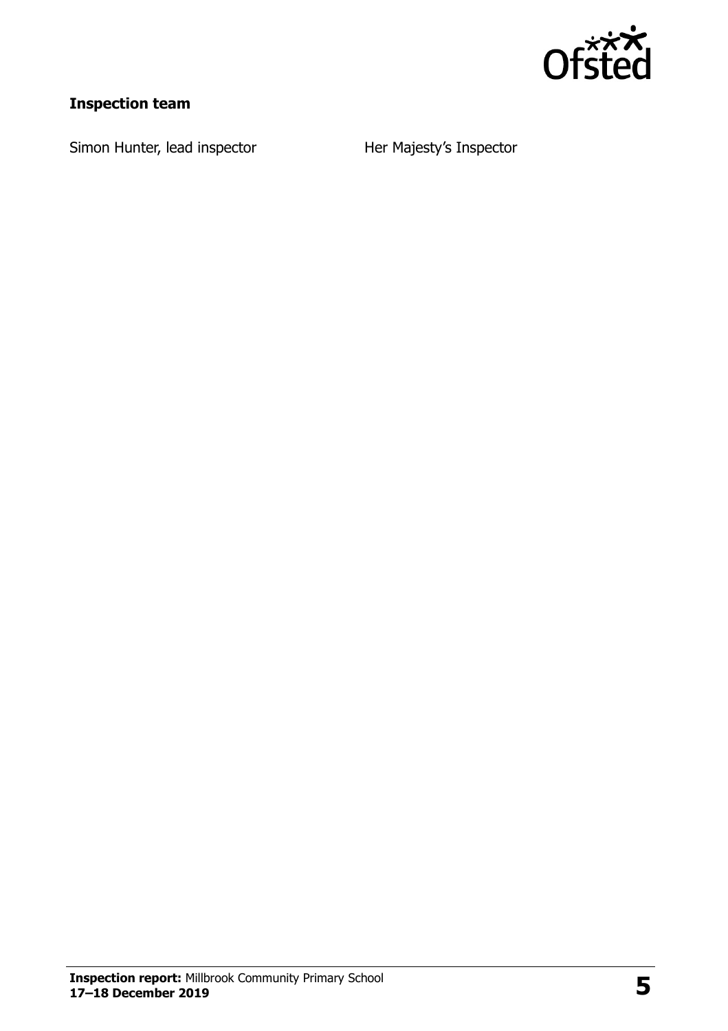**Inspection team**

| | |
|---|---|
| Simon Hunter, lead inspector | Her Majesty's Inspector |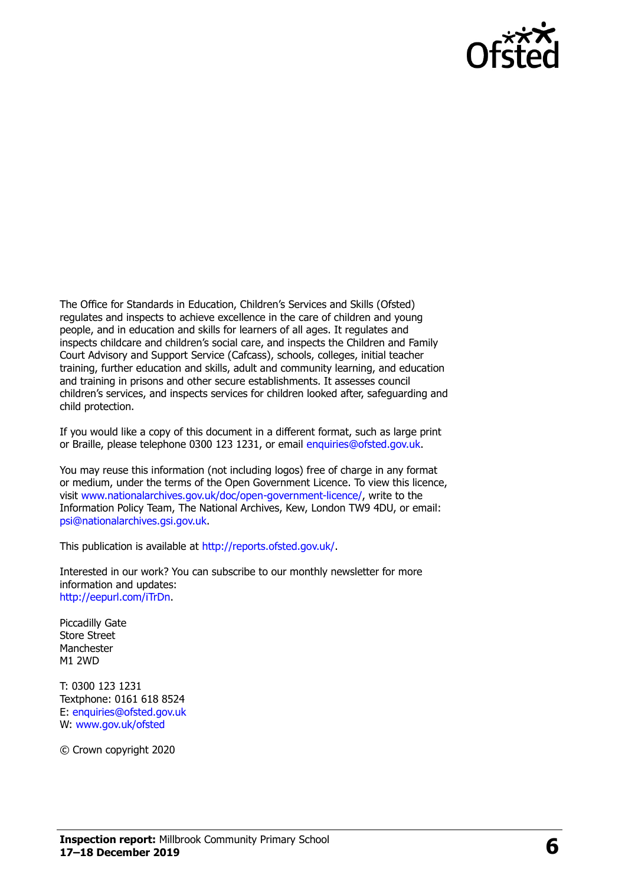The Office for Standards in Education, Children's Services and Skills (Ofsted) regulates and inspects to achieve excellence in the care of children and young people, and in education and skills for learners of all ages. It regulates and inspects childcare and children's social care, and inspects the Children and Family Court Advisory and Support Service (Cafcass), schools, colleges, initial teacher training, further education and skills, adult and community learning, and education and training in prisons and other secure establishments. It assesses council children's services, and inspects services for children looked after, safeguarding and child protection.

If you would like a copy of this document in a different format, such as large print or Braille, please telephone 0300 123 1231, or email enquiries@ofsted.gov.uk.

You may reuse this information (not including logos) free of charge in any format or medium, under the terms of the Open Government Licence. To view this licence, visit www.nationalarchives.gov.uk/doc/open-government-licence/, write to the Information Policy Team, The National Archives, Kew, London TW9 4DU, or email: psi@nationalarchives.gsi.gov.uk.

This publication is available at http://reports.ofsted.gov.uk/.

Interested in our work? You can subscribe to our monthly newsletter for more information and updates: http://eepurl.com/iTrDn.

Piccadilly Gate
Store Street
Manchester
M1 2WD

T: 0300 123 1231
Textphone: 0161 618 8524
E: enquiries@ofsted.gov.uk
W: www.gov.uk/ofsted

© Crown copyright 2020